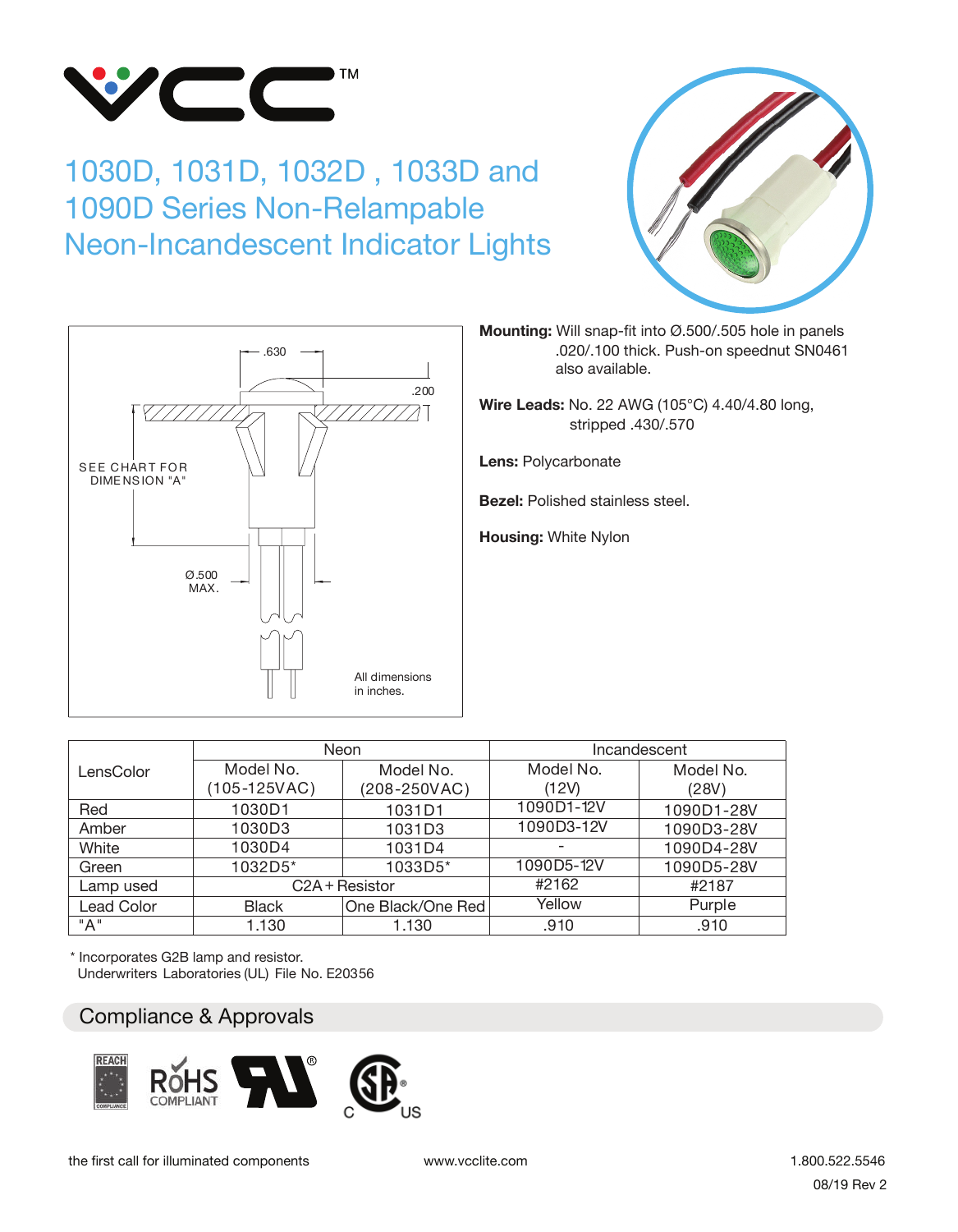# 1030D, 1031D, 1032D , 1033D and 1090D Series Non-Relampable Neon-Incandescent Indicator Lights

.630

.200

SEE CHART FOR DIMENSION "A"

Ø.500 MAX.

All dimensions in inches.

**Mounting:** Will snap-fit into Ø.500/.505 hole in panels .020/.100 thick. Push-on speednut SN0461 also available.

**Wire Leads:** No. 22 AWG (105°C) 4.40/4.80 long, stripped .430/.570

**Lens:** Polycarbonate

**Bezel:** Polished stainless steel.

**Housing:** White Nylon

| LensColor | Neon | | Incandescent | |
|---|---|---|---|---|
| | Model No. (105-125VAC) | Model No. (208-250VAC) | Model No. (12V) | Model No. (28V) |
| Red | 1030D1 | 1031D1 | 1090D1-12V | 1090D1-28V |
| Amber | 1030D3 | 1031D3 | 1090D3-12V | 1090D3-28V |
| White | 1030D4 | 1031D4 | - | 1090D4-28V |
| Green | 1032D5* | 1033D5* | 1090D5-12V | 1090D5-28V |
| Lamp used | C2A + Resistor | | #2162 | #2187 |
| Lead Color | Black | One Black/One Red | Yellow | Purple |
| "A" | 1.130 | 1.130 | .910 | .910 |

\* Incorporates G2B lamp and resistor.
Underwriters Laboratories (UL) File No. E20356

## Compliance & Approvals

REACH COMPLIANCE · RoHS COMPLIANT · UL · CSA C US

the first call for illuminated components  www.vcclite.com  1.800.522.5546

08/19 Rev 2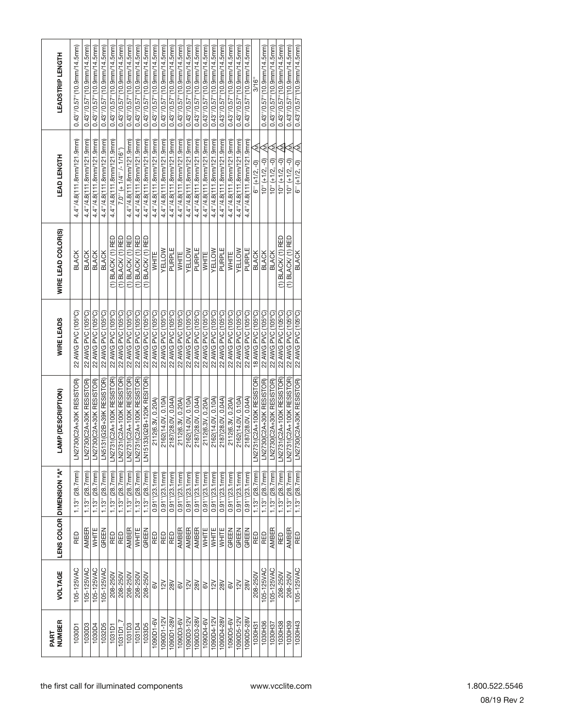| PART NUMBER | VOLTAGE | LENS COLOR | DIMENSION "A" | LAMP (DESCRIPTION) | WIRE LEADS | WIRE LEAD COLOR(S) | LEAD LENGTH | LEADSTRIP LENGTH |
|---|---|---|---|---|---|---|---|---|
| 1030D1 | 105-125VAC | RED | 1.13" (28.7mm) | LN2730(C2A+30K RESISTOR) | 22 AWG PVC (105°C) | BLACK | 4.4"/4.8(111.8mm/121.9mm) | 0.43"/0.57"(10.9mm/14.5mm) |
| 1030D3 | 105-125VAC | AMBER | 1.13" (28.7mm) | LN2730(C2A+30K RESISTOR) | 22 AWG PVC (105°C) | BLACK | 4.4"/4.8(111.8mm/121.9mm) | 0.43"/0.57"(10.9mm/14.5mm) |
| 1030D4 | 105-125VAC | WHITE | 1.13" (28.7mm) | LN2730(C2A+30K RESISTOR) | 22 AWG PVC (105°C) | BLACK | 4.4"/4.8(111.8mm/121.9mm) | 0.43"/0.57"(10.9mm/14.5mm) |
| 1032D5 | 105-125VAC | GREEN | 1.13" (28.7mm) | LN5131(G2B+39K RESISTOR) | 22 AWG PVC (105°C) | BLACK | 4.4"/4.8(111.8mm/121.9mm) | 0.43"/0.57"(10.9mm/14.5mm) |
| 1031D1 | 208-250V | RED | 1.13" (28.7mm) | LN2731(C2A+100K RESISTOR) | 22 AWG PVC (105°C) | (1) BLACK/ (1) RED | 4.4"/4.8(111.8mm/121.9mm) | 0.43"/0.57"(10.9mm/14.5mm) |
| 1031D1_7 | 208-250V | RED | 1.13" (28.7mm) | LN2731(C2A+100K RESISTOR) | 22 AWG PVC (105°C) | (1) BLACK/ (1) RED | 7.0" (+ 1/4" / -1/16") | 0.43"/0.57"(10.9mm/14.5mm) |
| 1031D3 | 208-250V | AMBER | 1.13" (28.7mm) | LN2731(C2A+100K RESISTOR) | 22 AWG PVC (105°C) | (1) BLACK/ (1) RED | 4.4"/4.8(111.8mm/121.9mm) | 0.43"/0.57"(10.9mm/14.5mm) |
| 1031D4 | 208-250V | WHITE | 1.13" (28.7mm) | LN2731(C2A+100K RESISTOR) | 22 AWG PVC (105°C) | (1) BLACK/ (1) RED | 4.4"/4.8(111.8mm/121.9mm) | 0.43"/0.57"(10.9mm/14.5mm) |
| 1033D5 | 208-250V | GREEN | 1.13" (28.7mm) | LN15133(G2B+120K RESITOR) | 22 AWG PVC (105°C) | (1) BLACK/ (1) RED | 4.4"/4.8(111.8mm/121.9mm) | 0.43"/0.57"(10.9mm/14.5mm) |
| 1090D1-6V | 6V | RED | 0.91"(23.1mm) | 2112(6.3V, 0.20A) | 22 AWG PVC (105°C) | WHITE | 4.4"/4.8(111.8mm/121.9mm) | 0.43"/0.57"(10.9mm/14.5mm) |
| 1090D1-12V | 12V | RED | 0.91"(23.1mm) | 2162(14.0V, 0.10A) | 22 AWG PVC (105°C) | YELLOW | 4.4"/4.8(111.8mm/121.9mm) | 0.43"/0.57"(10.9mm/14.5mm) |
| 1090D1-28V | 28V | RED | 0.91"(23.1mm) | 2187(28.0V, 0.04A) | 22 AWG PVC (105°C) | PURPLE | 4.4"/4.8(111.8mm/121.9mm) | 0.43"/0.57"(10.9mm/14.5mm) |
| 1090D3-6V | 6V | AMBER | 0.91"(23.1mm) | 2112(6.3V, 0.20A) | 22 AWG PVC (105°C) | WHITE | 4.4"/4.8(111.8mm/121.9mm) | 0.43"/0.57"(10.9mm/14.5mm) |
| 1090D3-12V | 12V | AMBER | 0.91"(23.1mm) | 2162(14.0V, 0.10A) | 22 AWG PVC (105°C) | YELLOW | 4.4"/4.8(111.8mm/121.9mm) | 0.43"/0.57"(10.9mm/14.5mm) |
| 1090D3-28V | 28V | AMBER | 0.91"(23.1mm) | 2187(28.0V, 0.04A) | 22 AWG PVC (105°C) | PURPLE | 4.4"/4.8(111.8mm/121.9mm) | 0.43"/0.57"(10.9mm/14.5mm) |
| 1090D4-6V | 6V | WHITE | 0.91"(23.1mm) | 2112(6.3V, 0.20A) | 22 AWG PVC (105°C) | WHITE | 4.4"/4.8(111.8mm/121.9mm) | 0.43"/0.57"(10.9mm/14.5mm) |
| 1090D4-12V | 12V | WHITE | 0.91"(23.1mm) | 2162(14.0V, 0.10A) | 22 AWG PVC (105°C) | YELLOW | 4.4"/4.8(111.8mm/121.9mm) | 0.43"/0.57"(10.9mm/14.5mm) |
| 1090D4-28V | 28V | WHITE | 0.91"(23.1mm) | 2187(28.0V, 0.04A) | 22 AWG PVC (105°C) | PURPLE | 4.4"/4.8(111.8mm/121.9mm) | 0.43"/0.57"(10.9mm/14.5mm) |
| 1090D5-6V | 6V | GREEN | 0.91"(23.1mm) | 2112(6.3V, 0.20A) | 22 AWG PVC (105°C) | WHITE | 4.4"/4.8(111.8mm/121.9mm) | 0.43"/0.57"(10.9mm/14.5mm) |
| 1090D5-12V | 12V | GREEN | 0.91"(23.1mm) | 2162(14.0V, 0.10A) | 22 AWG PVC (105°C) | YELLOW | 4.4"/4.8(111.8mm/121.9mm) | 0.43"/0.57"(10.9mm/14.5mm) |
| 1090D5-28V | 28V | GREEN | 0.91"(23.1mm) | 2187(28.0V, 0.04A) | 22 AWG PVC (105°C) | PURPLE | 4.4"/4.8(111.8mm/121.9mm) | 0.43"/0.57"(10.9mm/14.5mm) |
| 1030H31 | 208-250V | RED | 1.13" (28.7mm) | LN2731(C2A+100K RESISTOR) | 18 AWG PVC (105°C) | BLACK | 6" (+1/2, -0) | 3/16" |
| 1030H36 | 105-125VAC | RED | 1.13" (28.7mm) | LN2730(C2A+30K RESISTOR) | 22 AWG PVC (105°C) | BLACK | 10" (+1/2, -0) | 0.43"/0.57"(10.9mm/14.5mm) |
| 1030H37 | 105-125VAC | AMBER | 1.13" (28.7mm) | LN2730(C2A+30K RESISTOR) | 22 AWG PVC (105°C) | BLACK | 10" (+1/2, -0) | 0.43"/0.57"(10.9mm/14.5mm) |
| 1030H38 | 208-250V | RED | 1.13" (28.7mm) | LN2731(C2A+100K RESISTOR) | 22 AWG PVC (105°C) | (1) BLACK/ (1) RED | 10" (+1/2, -0) | 0.43"/0.57"(10.9mm/14.5mm) |
| 1030H39 | 208-250V | AMBER | 1.13" (28.7mm) | LN2731(C2A+100K RESISTOR) | 22 AWG PVC (105°C) | (1) BLACK/ (1) RED | 10" (+1/2, -0) | 0.43"/0.57"(10.9mm/14.5mm) |
| 1030H43 | 105-125VAC | RED | 1.13" (28.7mm) | LN2730(C2A+30K RESISTOR) | 22 AWG PVC (105°C) | BLACK | 6" (+1/2, -0) | 0.43"/0.57"(10.9mm/14.5mm) |